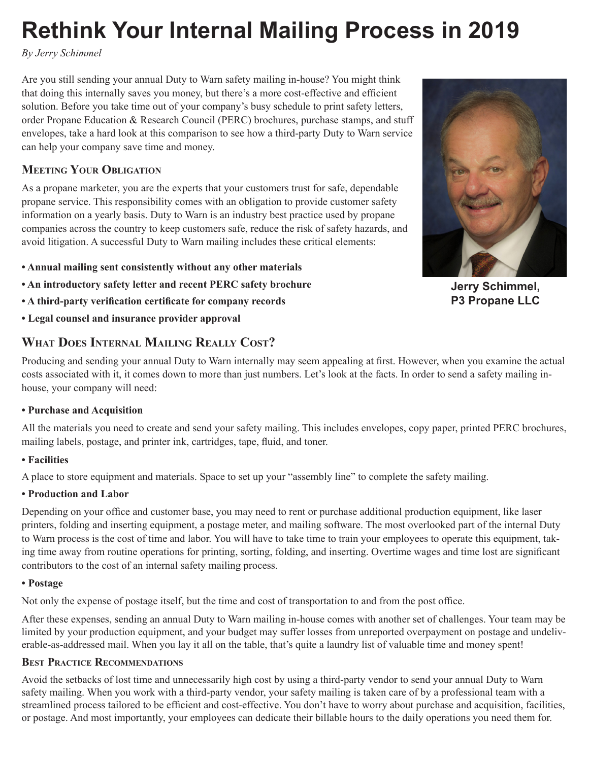# Rethink Your Internal Mailing Process in 2019

*By Jerry Schimmel*

Are you still sending your annual Duty to Warn safety mailing in-house? You might think that doing this internally saves you money, but there's a more cost-effective and efficient solution. Before you take time out of your company's busy schedule to print safety letters, order Propane Education & Research Council (PERC) brochures, purchase stamps, and stuff envelopes, take a hard look at this comparison to see how a third-party Duty to Warn service can help your company save time and money.

**Jerry Schimmel, P3 Propane LLC**

### Meeting Your Obligation

As a propane marketer, you are the experts that your customers trust for safe, dependable propane service. This responsibility comes with an obligation to provide customer safety information on a yearly basis. Duty to Warn is an industry best practice used by propane companies across the country to keep customers safe, reduce the risk of safety hazards, and avoid litigation. A successful Duty to Warn mailing includes these critical elements:

- **Annual mailing sent consistently without any other materials**
- **An introductory safety letter and recent PERC safety brochure**
- **A third-party verification certificate for company records**
- **Legal counsel and insurance provider approval**

## What Does Internal Mailing Really Cost?

Producing and sending your annual Duty to Warn internally may seem appealing at first. However, when you examine the actual costs associated with it, it comes down to more than just numbers. Let's look at the facts. In order to send a safety mailing in-house, your company will need:

**• Purchase and Acquisition**

All the materials you need to create and send your safety mailing. This includes envelopes, copy paper, printed PERC brochures, mailing labels, postage, and printer ink, cartridges, tape, fluid, and toner.

**• Facilities**

A place to store equipment and materials. Space to set up your "assembly line" to complete the safety mailing.

**• Production and Labor**

Depending on your office and customer base, you may need to rent or purchase additional production equipment, like laser printers, folding and inserting equipment, a postage meter, and mailing software. The most overlooked part of the internal Duty to Warn process is the cost of time and labor. You will have to take time to train your employees to operate this equipment, taking time away from routine operations for printing, sorting, folding, and inserting. Overtime wages and time lost are significant contributors to the cost of an internal safety mailing process.

**• Postage**

Not only the expense of postage itself, but the time and cost of transportation to and from the post office.

After these expenses, sending an annual Duty to Warn mailing in-house comes with another set of challenges. Your team may be limited by your production equipment, and your budget may suffer losses from unreported overpayment on postage and undeliverable-as-addressed mail. When you lay it all on the table, that's quite a laundry list of valuable time and money spent!

### Best Practice Recommendations

Avoid the setbacks of lost time and unnecessarily high cost by using a third-party vendor to send your annual Duty to Warn safety mailing. When you work with a third-party vendor, your safety mailing is taken care of by a professional team with a streamlined process tailored to be efficient and cost-effective. You don't have to worry about purchase and acquisition, facilities, or postage. And most importantly, your employees can dedicate their billable hours to the daily operations you need them for.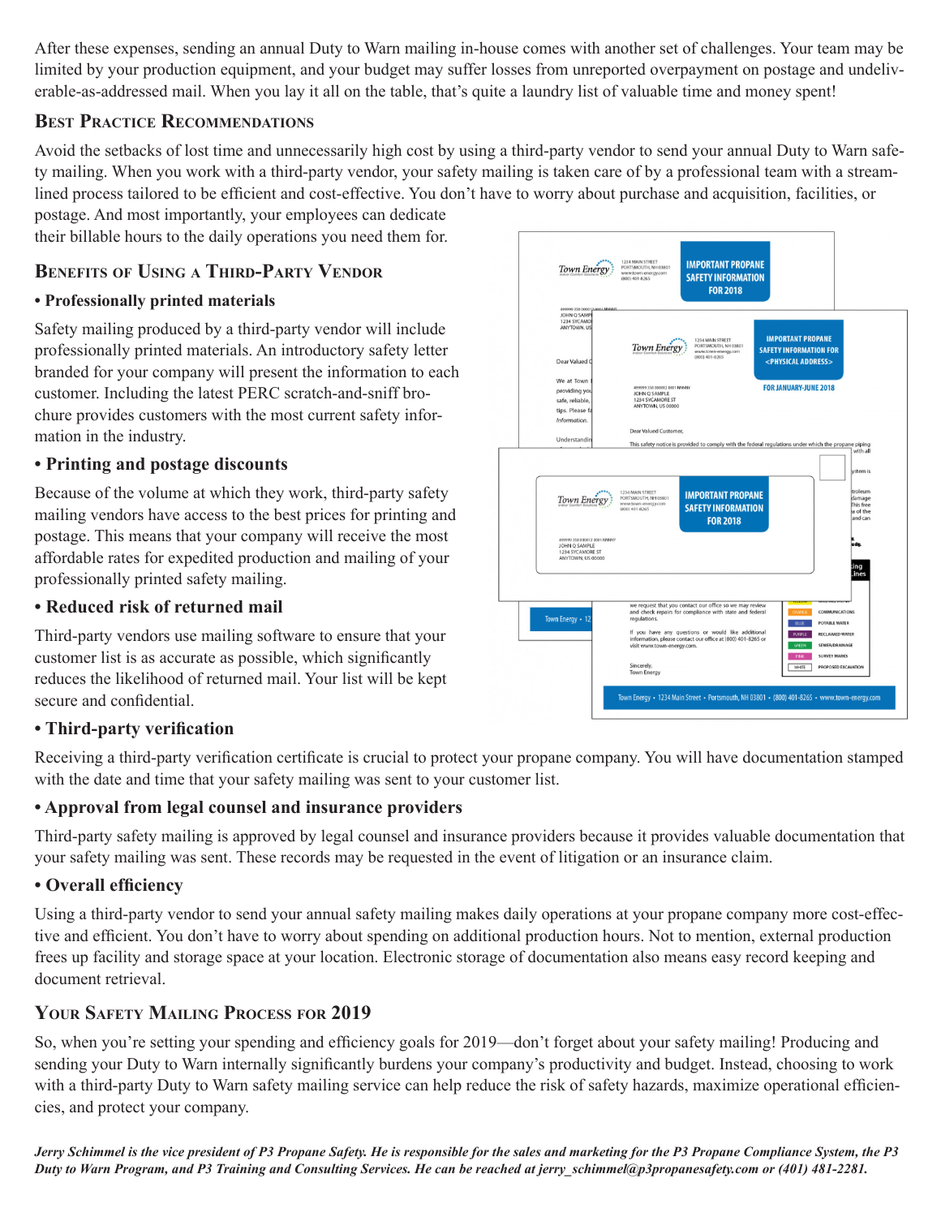After these expenses, sending an annual Duty to Warn mailing in-house comes with another set of challenges. Your team may be limited by your production equipment, and your budget may suffer losses from unreported overpayment on postage and undeliverable-as-addressed mail. When you lay it all on the table, that's quite a laundry list of valuable time and money spent!

## Best Practice Recommendations

Avoid the setbacks of lost time and unnecessarily high cost by using a third-party vendor to send your annual Duty to Warn safety mailing. When you work with a third-party vendor, your safety mailing is taken care of by a professional team with a streamlined process tailored to be efficient and cost-effective. You don't have to worry about purchase and acquisition, facilities, or postage. And most importantly, your employees can dedicate their billable hours to the daily operations you need them for.

## Benefits of Using a Third-Party Vendor

### • Professionally printed materials

Safety mailing produced by a third-party vendor will include professionally printed materials. An introductory safety letter branded for your company will present the information to each customer. Including the latest PERC scratch-and-sniff brochure provides customers with the most current safety information in the industry.

### • Printing and postage discounts

Because of the volume at which they work, third-party safety mailing vendors have access to the best prices for printing and postage. This means that your company will receive the most affordable rates for expedited production and mailing of your professionally printed safety mailing.

### • Reduced risk of returned mail

Third-party vendors use mailing software to ensure that your customer list is as accurate as possible, which significantly reduces the likelihood of returned mail. Your list will be kept secure and confidential.

### • Third-party verification

Receiving a third-party verification certificate is crucial to protect your propane company. You will have documentation stamped with the date and time that your safety mailing was sent to your customer list.

### • Approval from legal counsel and insurance providers

Third-party safety mailing is approved by legal counsel and insurance providers because it provides valuable documentation that your safety mailing was sent. These records may be requested in the event of litigation or an insurance claim.

### • Overall efficiency

Using a third-party vendor to send your annual safety mailing makes daily operations at your propane company more cost-effective and efficient. You don't have to worry about spending on additional production hours. Not to mention, external production frees up facility and storage space at your location. Electronic storage of documentation also means easy record keeping and document retrieval.

## Your Safety Mailing Process for 2019

So, when you're setting your spending and efficiency goals for 2019—don't forget about your safety mailing! Producing and sending your Duty to Warn internally significantly burdens your company's productivity and budget. Instead, choosing to work with a third-party Duty to Warn safety mailing service can help reduce the risk of safety hazards, maximize operational efficiencies, and protect your company.

***Jerry Schimmel is the vice president of P3 Propane Safety. He is responsible for the sales and marketing for the P3 Propane Compliance System, the P3 Duty to Warn Program, and P3 Training and Consulting Services. He can be reached at jerry_schimmel@p3propanesafety.com or (401) 481-2281.***